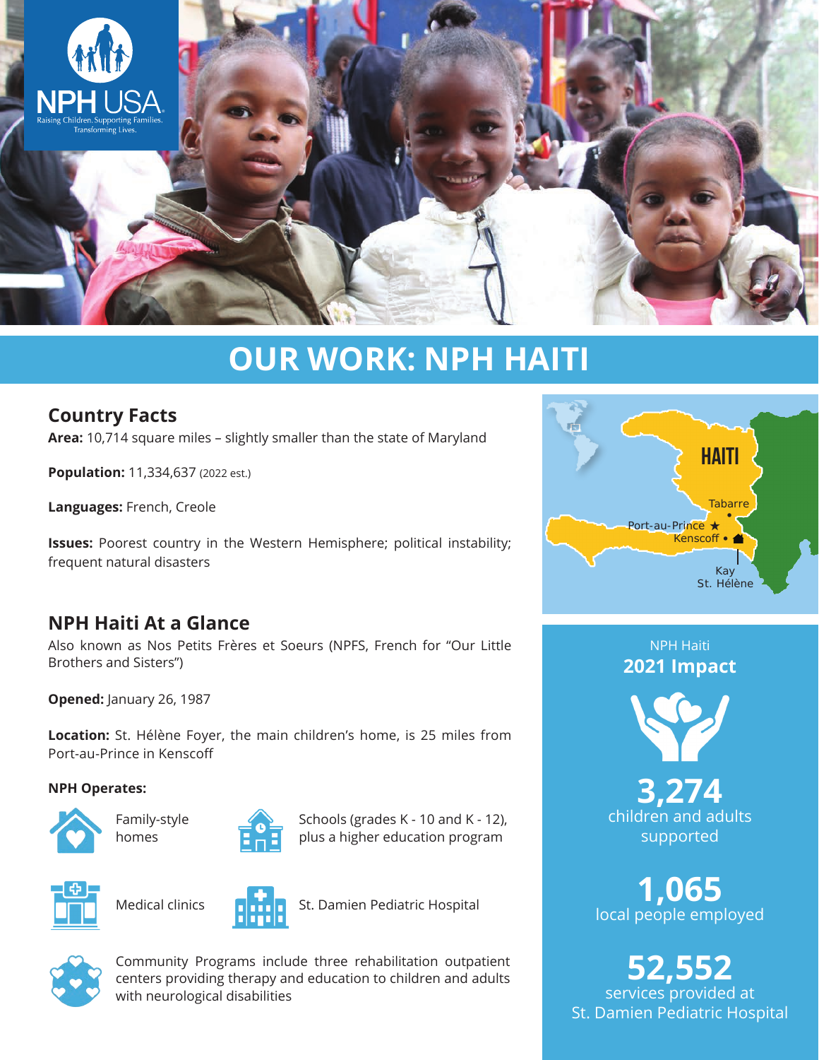# OUR WORK: NPH HAITI

## Country Facts

**Area:** 10,714 square miles – slightly smaller than the state of Maryland

**Population:** 11,334,637 (2022 est.)

**Languages:** French, Creole

**Issues:** Poorest country in the Western Hemisphere; political instability; frequent natural disasters

## NPH Haiti At a Glance

Also known as Nos Petits Frères et Soeurs (NPFS, French for "Our Little Brothers and Sisters")

**Opened:** January 26, 1987

**Location:** St. Hélène Foyer, the main children's home, is 25 miles from Port-au-Prince in Kenscoff

**NPH Operates:**

- Family-style homes
- Schools (grades K - 10 and K - 12), plus a higher education program
- Medical clinics
- St. Damien Pediatric Hospital
- Community Programs include three rehabilitation outpatient centers providing therapy and education to children and adults with neurological disabilities

HAITI

Tabarre

Port-au-Prince

Kenscoff

Kay St. Hélène

NPH Haiti
**2021 Impact**

**3,274**
children and adults supported

**1,065**
local people employed

**52,552**
services provided at St. Damien Pediatric Hospital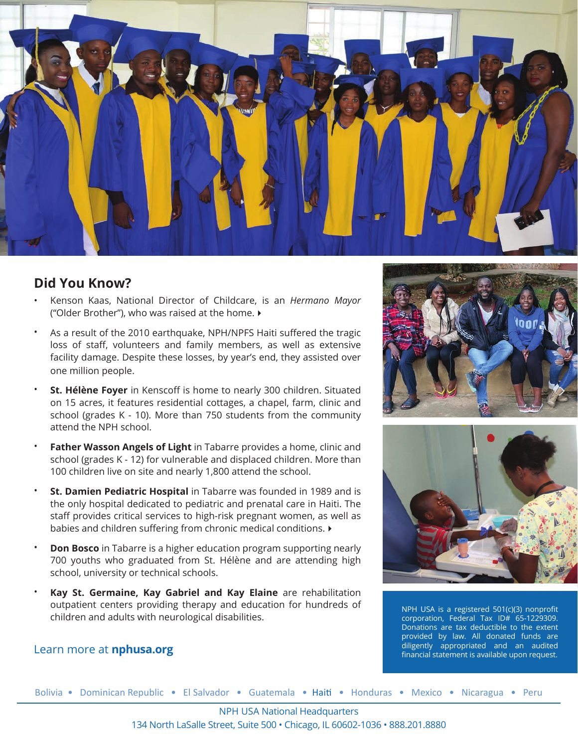## Did You Know?

- Kenson Kaas, National Director of Childcare, is an *Hermano Mayor* ("Older Brother"), who was raised at the home. ▸
- As a result of the 2010 earthquake, NPH/NPFS Haiti suffered the tragic loss of staff, volunteers and family members, as well as extensive facility damage. Despite these losses, by year's end, they assisted over one million people.
- **St. Hélène Foyer** in Kenscoff is home to nearly 300 children. Situated on 15 acres, it features residential cottages, a chapel, farm, clinic and school (grades K - 10). More than 750 students from the community attend the NPH school.
- **Father Wasson Angels of Light** in Tabarre provides a home, clinic and school (grades K - 12) for vulnerable and displaced children. More than 100 children live on site and nearly 1,800 attend the school.
- **St. Damien Pediatric Hospital** in Tabarre was founded in 1989 and is the only hospital dedicated to pediatric and prenatal care in Haiti. The staff provides critical services to high-risk pregnant women, as well as babies and children suffering from chronic medical conditions. ▸
- **Don Bosco** in Tabarre is a higher education program supporting nearly 700 youths who graduated from St. Hélène and are attending high school, university or technical schools.
- **Kay St. Germaine, Kay Gabriel and Kay Elaine** are rehabilitation outpatient centers providing therapy and education for hundreds of children and adults with neurological disabilities.

Learn more at **nphusa.org**

NPH USA is a registered 501(c)(3) nonprofit corporation, Federal Tax ID# 65-1229309. Donations are tax deductible to the extent provided by law. All donated funds are diligently appropriated and an audited financial statement is available upon request.

Bolivia • Dominican Republic • El Salvador • Guatemala • Haiti • Honduras • Mexico • Nicaragua • Peru

NPH USA National Headquarters
134 North LaSalle Street, Suite 500 • Chicago, IL 60602-1036 • 888.201.8880